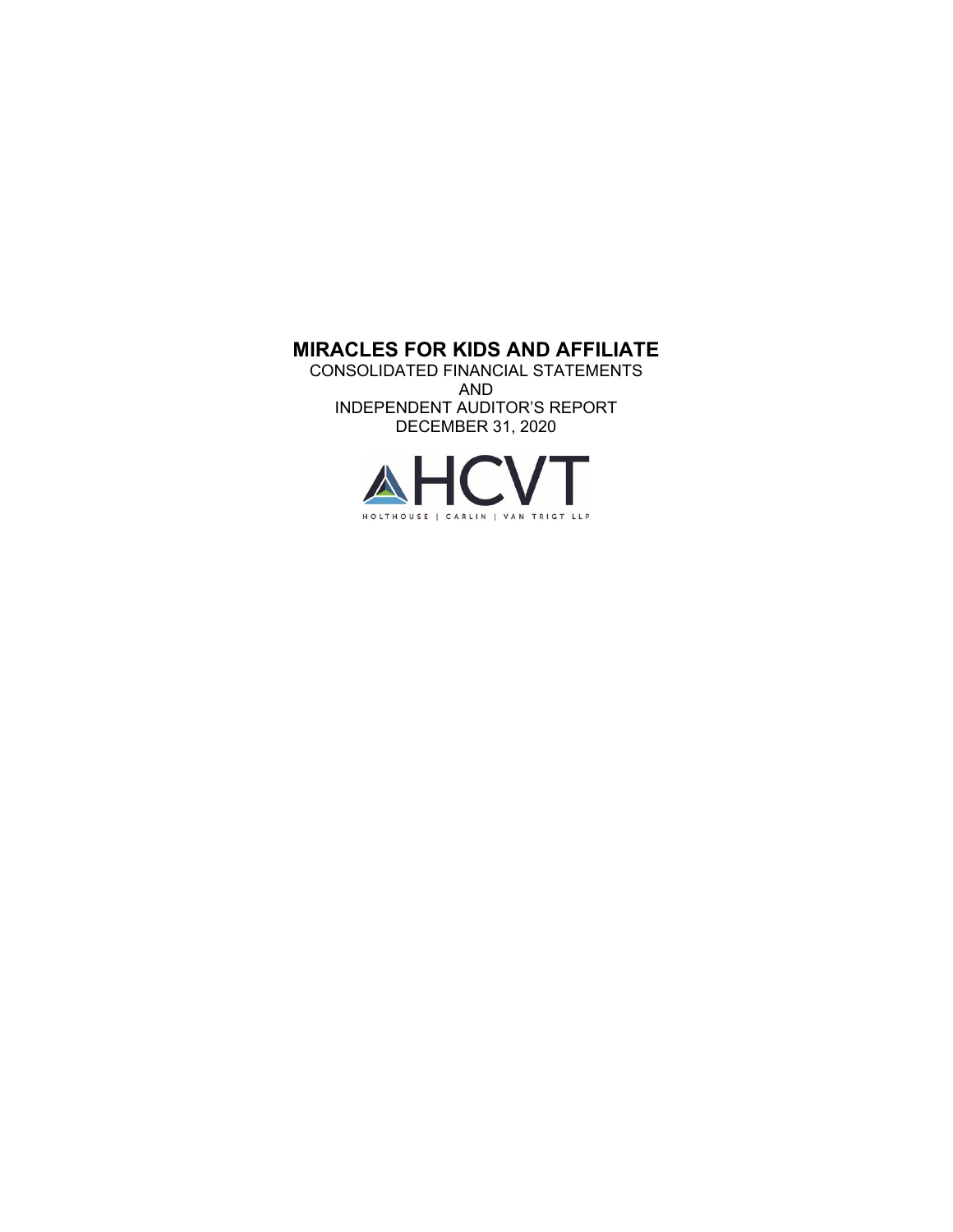# MIRACLES FOR KIDS AND AFFILIATE

CONSOLIDATED FINANCIAL STATEMENTS
AND
INDEPENDENT AUDITOR'S REPORT
DECEMBER 31, 2020

HCVT

HOLTHOUSE | CARLIN | VAN TRIGT LLP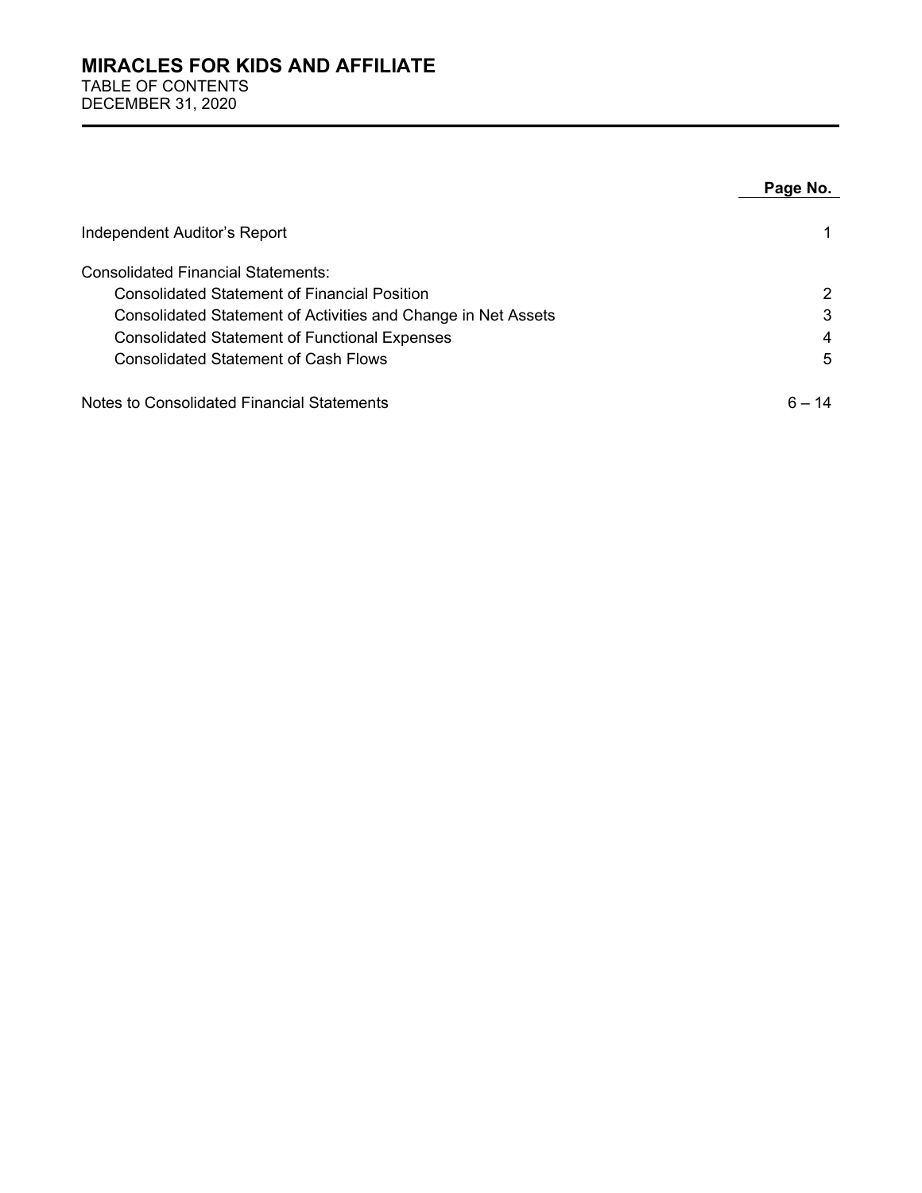# MIRACLES FOR KIDS AND AFFILIATE

TABLE OF CONTENTS
DECEMBER 31, 2020

| | Page No. |
|---|---|
| Independent Auditor's Report | 1 |
| Consolidated Financial Statements: | |
| Consolidated Statement of Financial Position | 2 |
| Consolidated Statement of Activities and Change in Net Assets | 3 |
| Consolidated Statement of Functional Expenses | 4 |
| Consolidated Statement of Cash Flows | 5 |
| Notes to Consolidated Financial Statements | 6 – 14 |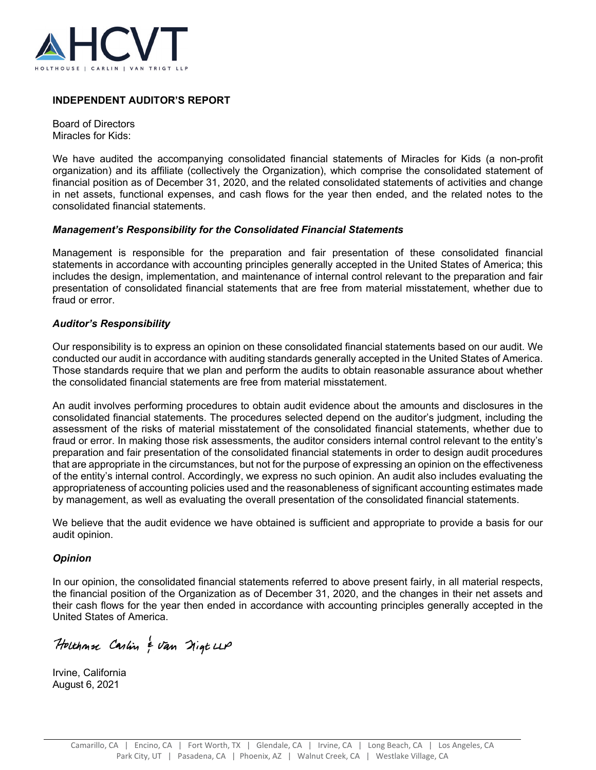## INDEPENDENT AUDITOR'S REPORT

Board of Directors
Miracles for Kids:

We have audited the accompanying consolidated financial statements of Miracles for Kids (a non-profit organization) and its affiliate (collectively the Organization), which comprise the consolidated statement of financial position as of December 31, 2020, and the related consolidated statements of activities and change in net assets, functional expenses, and cash flows for the year then ended, and the related notes to the consolidated financial statements.

### *Management's Responsibility for the Consolidated Financial Statements*

Management is responsible for the preparation and fair presentation of these consolidated financial statements in accordance with accounting principles generally accepted in the United States of America; this includes the design, implementation, and maintenance of internal control relevant to the preparation and fair presentation of consolidated financial statements that are free from material misstatement, whether due to fraud or error.

### *Auditor's Responsibility*

Our responsibility is to express an opinion on these consolidated financial statements based on our audit. We conducted our audit in accordance with auditing standards generally accepted in the United States of America. Those standards require that we plan and perform the audits to obtain reasonable assurance about whether the consolidated financial statements are free from material misstatement.

An audit involves performing procedures to obtain audit evidence about the amounts and disclosures in the consolidated financial statements. The procedures selected depend on the auditor's judgment, including the assessment of the risks of material misstatement of the consolidated financial statements, whether due to fraud or error. In making those risk assessments, the auditor considers internal control relevant to the entity's preparation and fair presentation of the consolidated financial statements in order to design audit procedures that are appropriate in the circumstances, but not for the purpose of expressing an opinion on the effectiveness of the entity's internal control. Accordingly, we express no such opinion. An audit also includes evaluating the appropriateness of accounting policies used and the reasonableness of significant accounting estimates made by management, as well as evaluating the overall presentation of the consolidated financial statements.

We believe that the audit evidence we have obtained is sufficient and appropriate to provide a basis for our audit opinion.

### *Opinion*

In our opinion, the consolidated financial statements referred to above present fairly, in all material respects, the financial position of the Organization as of December 31, 2020, and the changes in their net assets and their cash flows for the year then ended in accordance with accounting principles generally accepted in the United States of America.

Holthouse Carlin & Van Trigt LLP

Irvine, California
August 6, 2021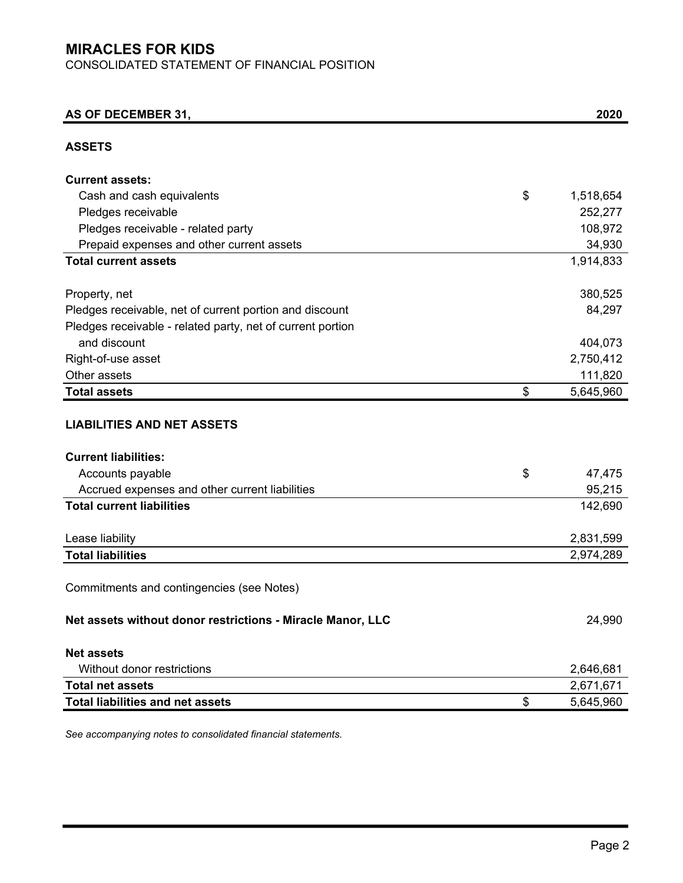# MIRACLES FOR KIDS

CONSOLIDATED STATEMENT OF FINANCIAL POSITION

| AS OF DECEMBER 31, | | 2020 |
|---|---|---|
| **ASSETS** | | |
| **Current assets:** | | |
| Cash and cash equivalents | $ | 1,518,654 |
| Pledges receivable | | 252,277 |
| Pledges receivable - related party | | 108,972 |
| Prepaid expenses and other current assets | | 34,930 |
| **Total current assets** | | 1,914,833 |
| Property, net | | 380,525 |
| Pledges receivable, net of current portion and discount | | 84,297 |
| Pledges receivable - related party, net of current portion and discount | | 404,073 |
| Right-of-use asset | | 2,750,412 |
| Other assets | | 111,820 |
| **Total assets** | $ | 5,645,960 |
| **LIABILITIES AND NET ASSETS** | | |
| **Current liabilities:** | | |
| Accounts payable | $ | 47,475 |
| Accrued expenses and other current liabilities | | 95,215 |
| **Total current liabilities** | | 142,690 |
| Lease liability | | 2,831,599 |
| **Total liabilities** | | 2,974,289 |
| Commitments and contingencies (see Notes) | | |
| **Net assets without donor restrictions - Miracle Manor, LLC** | | 24,990 |
| **Net assets** | | |
| Without donor restrictions | | 2,646,681 |
| **Total net assets** | | 2,671,671 |
| **Total liabilities and net assets** | $ | 5,645,960 |

*See accompanying notes to consolidated financial statements.*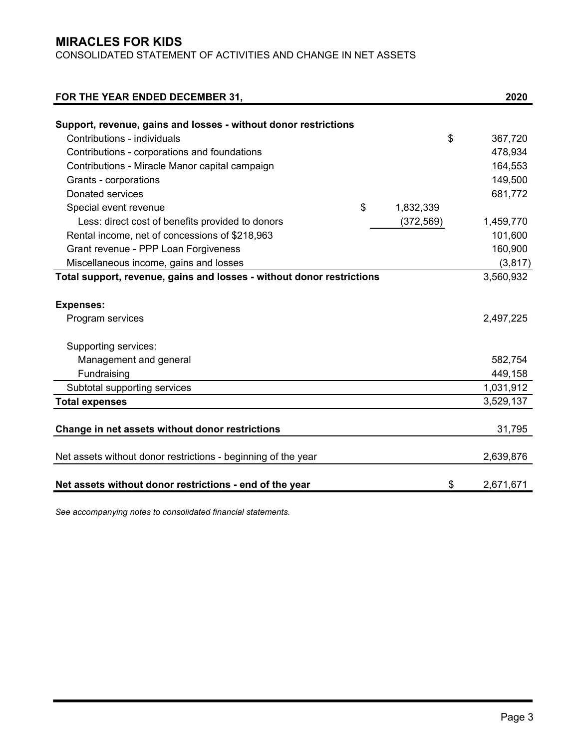# MIRACLES FOR KIDS

CONSOLIDATED STATEMENT OF ACTIVITIES AND CHANGE IN NET ASSETS

| FOR THE YEAR ENDED DECEMBER 31, | | 2020 |
|---|---|---|
| **Support, revenue, gains and losses - without donor restrictions** | | |
| Contributions - individuals | | $ 367,720 |
| Contributions - corporations and foundations | | 478,934 |
| Contributions - Miracle Manor capital campaign | | 164,553 |
| Grants - corporations | | 149,500 |
| Donated services | | 681,772 |
| Special event revenue | $ 1,832,339 | |
| Less: direct cost of benefits provided to donors | (372,569) | 1,459,770 |
| Rental income, net of concessions of $218,963 | | 101,600 |
| Grant revenue - PPP Loan Forgiveness | | 160,900 |
| Miscellaneous income, gains and losses | | (3,817) |
| **Total support, revenue, gains and losses - without donor restrictions** | | 3,560,932 |
| **Expenses:** | | |
| Program services | | 2,497,225 |
| Supporting services: | | |
| Management and general | | 582,754 |
| Fundraising | | 449,158 |
| Subtotal supporting services | | 1,031,912 |
| **Total expenses** | | 3,529,137 |
| **Change in net assets without donor restrictions** | | 31,795 |
| Net assets without donor restrictions - beginning of the year | | 2,639,876 |
| **Net assets without donor restrictions - end of the year** | | $ 2,671,671 |

*See accompanying notes to consolidated financial statements.*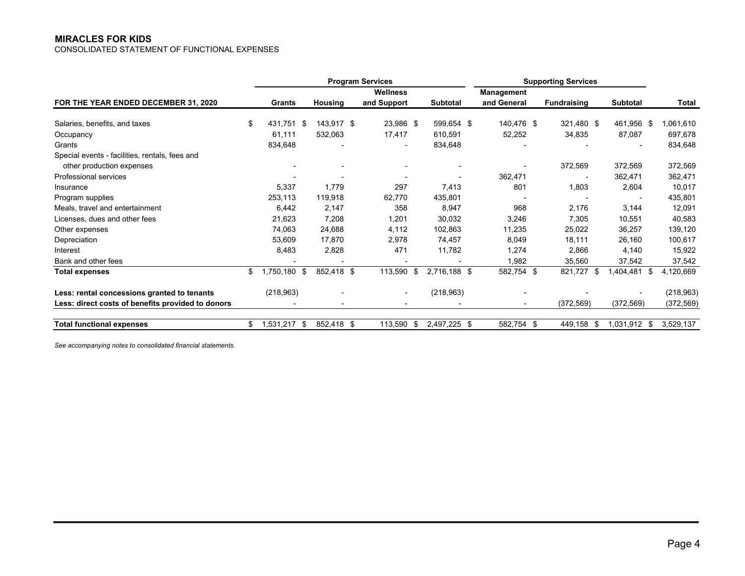**MIRACLES FOR KIDS**

CONSOLIDATED STATEMENT OF FUNCTIONAL EXPENSES

| FOR THE YEAR ENDED DECEMBER 31, 2020 | Program Services | | | | Supporting Services | | | |
|---|---|---|---|---|---|---|---|---|
| | Grants | Housing | Wellness and Support | Subtotal | Management and General | Fundraising | Subtotal | Total |
| Salaries, benefits, and taxes | $ 431,751 | $ 143,917 | $ 23,986 | $ 599,654 | $ 140,476 | $ 321,480 | $ 461,956 | $ 1,061,610 |
| Occupancy | 61,111 | 532,063 | 17,417 | 610,591 | 52,252 | 34,835 | 87,087 | 697,678 |
| Grants | 834,648 | - | - | 834,648 | - | - | - | 834,648 |
| Special events - facilities, rentals, fees and other production expenses | - | - | - | - | - | 372,569 | 372,569 | 372,569 |
| Professional services | - | - | - | - | 362,471 | - | 362,471 | 362,471 |
| Insurance | 5,337 | 1,779 | 297 | 7,413 | 801 | 1,803 | 2,604 | 10,017 |
| Program supplies | 253,113 | 119,918 | 62,770 | 435,801 | - | - | - | 435,801 |
| Meals, travel and entertainment | 6,442 | 2,147 | 358 | 8,947 | 968 | 2,176 | 3,144 | 12,091 |
| Licenses, dues and other fees | 21,623 | 7,208 | 1,201 | 30,032 | 3,246 | 7,305 | 10,551 | 40,583 |
| Other expenses | 74,063 | 24,688 | 4,112 | 102,863 | 11,235 | 25,022 | 36,257 | 139,120 |
| Depreciation | 53,609 | 17,870 | 2,978 | 74,457 | 8,049 | 18,111 | 26,160 | 100,617 |
| Interest | 8,483 | 2,828 | 471 | 11,782 | 1,274 | 2,866 | 4,140 | 15,922 |
| Bank and other fees | - | - | - | - | 1,982 | 35,560 | 37,542 | 37,542 |
| **Total expenses** | $ 1,750,180 | $ 852,418 | $ 113,590 | $ 2,716,188 | $ 582,754 | $ 821,727 | $ 1,404,481 | $ 4,120,669 |
| **Less: rental concessions granted to tenants** | (218,963) | - | - | (218,963) | - | - | - | (218,963) |
| **Less: direct costs of benefits provided to donors** | - | - | - | - | - | (372,569) | (372,569) | (372,569) |
| **Total functional expenses** | $ 1,531,217 | $ 852,418 | $ 113,590 | $ 2,497,225 | $ 582,754 | $ 449,158 | $ 1,031,912 | $ 3,529,137 |

*See accompanying notes to consolidated financial statements.*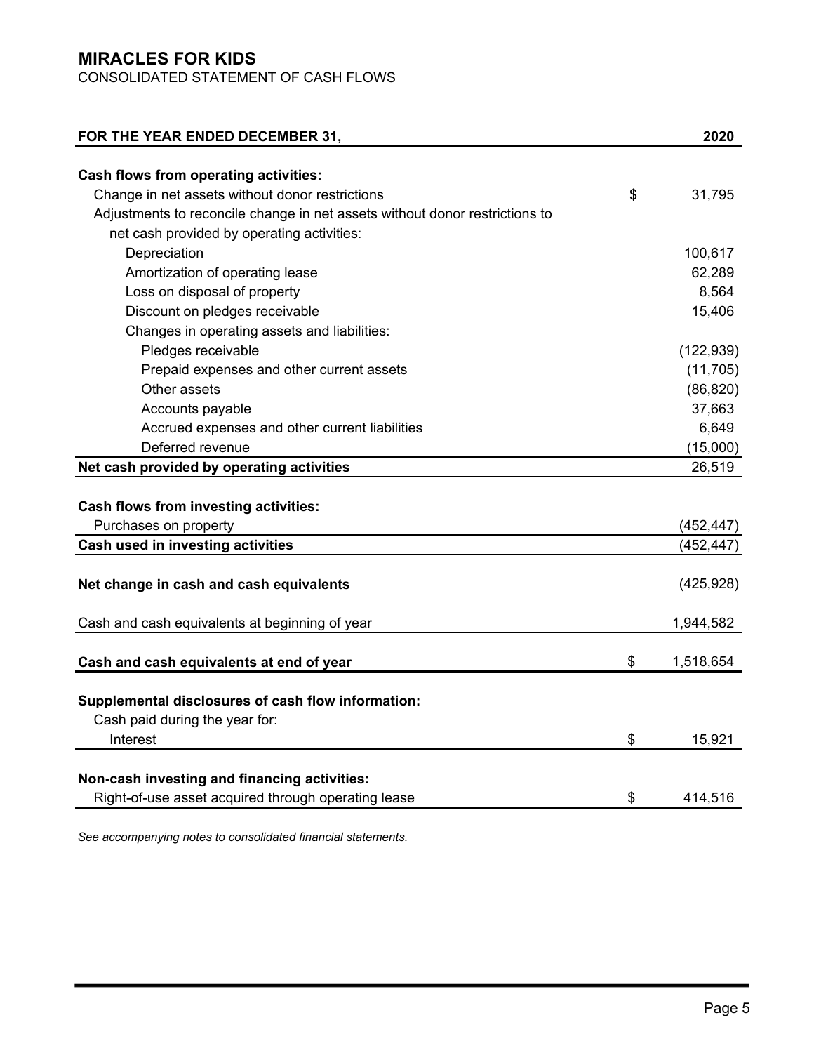# MIRACLES FOR KIDS

CONSOLIDATED STATEMENT OF CASH FLOWS

| FOR THE YEAR ENDED DECEMBER 31, | 2020 |
|---|---|
| **Cash flows from operating activities:** | |
| Change in net assets without donor restrictions | $ 31,795 |
| Adjustments to reconcile change in net assets without donor restrictions to net cash provided by operating activities: | |
| Depreciation | 100,617 |
| Amortization of operating lease | 62,289 |
| Loss on disposal of property | 8,564 |
| Discount on pledges receivable | 15,406 |
| Changes in operating assets and liabilities: | |
| Pledges receivable | (122,939) |
| Prepaid expenses and other current assets | (11,705) |
| Other assets | (86,820) |
| Accounts payable | 37,663 |
| Accrued expenses and other current liabilities | 6,649 |
| Deferred revenue | (15,000) |
| **Net cash provided by operating activities** | 26,519 |
| **Cash flows from investing activities:** | |
| Purchases on property | (452,447) |
| **Cash used in investing activities** | (452,447) |
| **Net change in cash and cash equivalents** | (425,928) |
| Cash and cash equivalents at beginning of year | 1,944,582 |
| **Cash and cash equivalents at end of year** | $ 1,518,654 |
| **Supplemental disclosures of cash flow information:** | |
| Cash paid during the year for: | |
| Interest | $ 15,921 |
| **Non-cash investing and financing activities:** | |
| Right-of-use asset acquired through operating lease | $ 414,516 |

*See accompanying notes to consolidated financial statements.*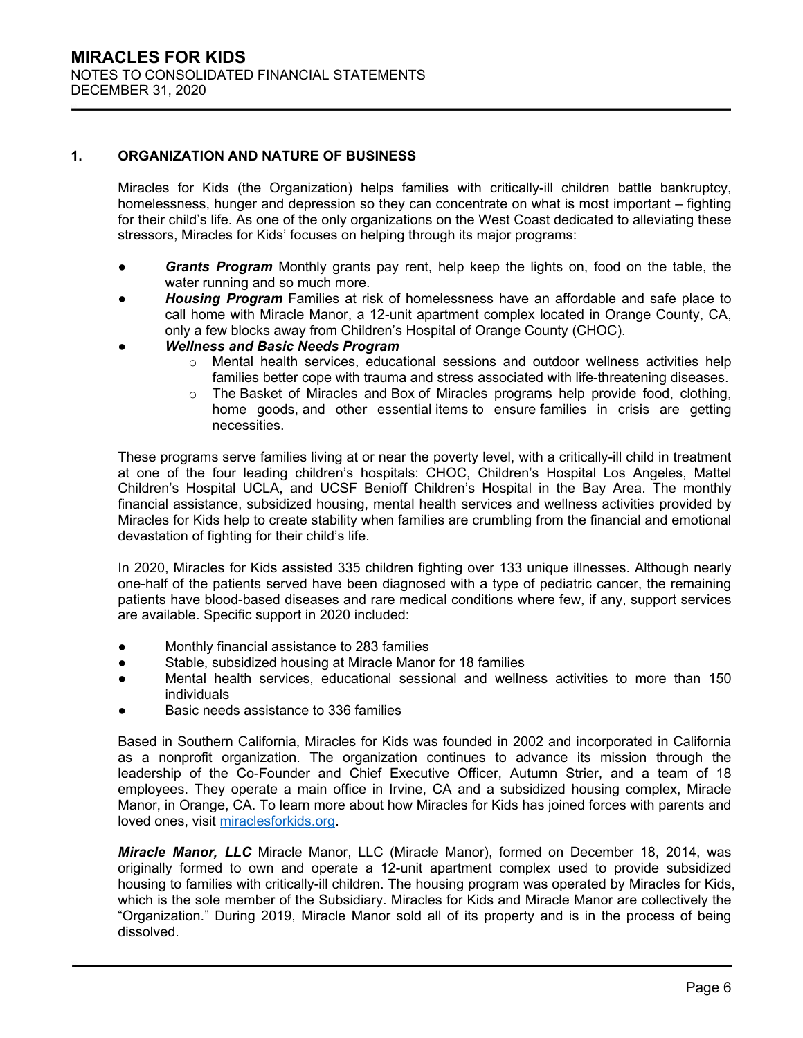# MIRACLES FOR KIDS

NOTES TO CONSOLIDATED FINANCIAL STATEMENTS
DECEMBER 31, 2020

## 1. ORGANIZATION AND NATURE OF BUSINESS

Miracles for Kids (the Organization) helps families with critically-ill children battle bankruptcy, homelessness, hunger and depression so they can concentrate on what is most important – fighting for their child's life. As one of the only organizations on the West Coast dedicated to alleviating these stressors, Miracles for Kids' focuses on helping through its major programs:

- ***Grants Program*** Monthly grants pay rent, help keep the lights on, food on the table, the water running and so much more.
- ***Housing Program*** Families at risk of homelessness have an affordable and safe place to call home with Miracle Manor, a 12-unit apartment complex located in Orange County, CA, only a few blocks away from Children's Hospital of Orange County (CHOC).
- ***Wellness and Basic Needs Program***
  - Mental health services, educational sessions and outdoor wellness activities help families better cope with trauma and stress associated with life-threatening diseases.
  - The Basket of Miracles and Box of Miracles programs help provide food, clothing, home goods, and other essential items to ensure families in crisis are getting necessities.

These programs serve families living at or near the poverty level, with a critically-ill child in treatment at one of the four leading children's hospitals: CHOC, Children's Hospital Los Angeles, Mattel Children's Hospital UCLA, and UCSF Benioff Children's Hospital in the Bay Area. The monthly financial assistance, subsidized housing, mental health services and wellness activities provided by Miracles for Kids help to create stability when families are crumbling from the financial and emotional devastation of fighting for their child's life.

In 2020, Miracles for Kids assisted 335 children fighting over 133 unique illnesses. Although nearly one-half of the patients served have been diagnosed with a type of pediatric cancer, the remaining patients have blood-based diseases and rare medical conditions where few, if any, support services are available. Specific support in 2020 included:

- Monthly financial assistance to 283 families
- Stable, subsidized housing at Miracle Manor for 18 families
- Mental health services, educational sessional and wellness activities to more than 150 individuals
- Basic needs assistance to 336 families

Based in Southern California, Miracles for Kids was founded in 2002 and incorporated in California as a nonprofit organization. The organization continues to advance its mission through the leadership of the Co-Founder and Chief Executive Officer, Autumn Strier, and a team of 18 employees. They operate a main office in Irvine, CA and a subsidized housing complex, Miracle Manor, in Orange, CA. To learn more about how Miracles for Kids has joined forces with parents and loved ones, visit [miraclesforkids.org](miraclesforkids.org).

***Miracle Manor, LLC*** Miracle Manor, LLC (Miracle Manor), formed on December 18, 2014, was originally formed to own and operate a 12-unit apartment complex used to provide subsidized housing to families with critically-ill children. The housing program was operated by Miracles for Kids, which is the sole member of the Subsidiary. Miracles for Kids and Miracle Manor are collectively the "Organization." During 2019, Miracle Manor sold all of its property and is in the process of being dissolved.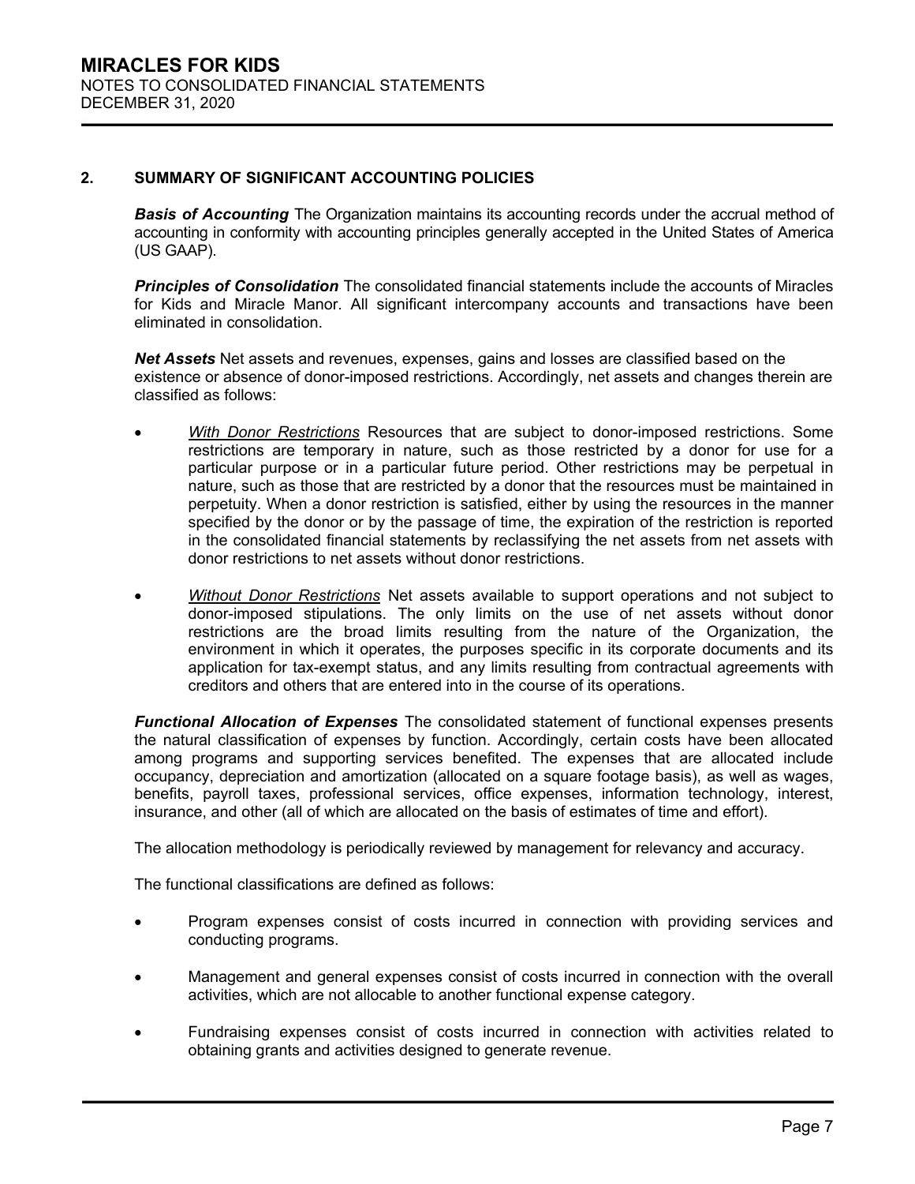## 2. SUMMARY OF SIGNIFICANT ACCOUNTING POLICIES

***Basis of Accounting*** The Organization maintains its accounting records under the accrual method of accounting in conformity with accounting principles generally accepted in the United States of America (US GAAP).

***Principles of Consolidation*** The consolidated financial statements include the accounts of Miracles for Kids and Miracle Manor. All significant intercompany accounts and transactions have been eliminated in consolidation.

***Net Assets*** Net assets and revenues, expenses, gains and losses are classified based on the existence or absence of donor-imposed restrictions. Accordingly, net assets and changes therein are classified as follows:

- *With Donor Restrictions* Resources that are subject to donor-imposed restrictions. Some restrictions are temporary in nature, such as those restricted by a donor for use for a particular purpose or in a particular future period. Other restrictions may be perpetual in nature, such as those that are restricted by a donor that the resources must be maintained in perpetuity. When a donor restriction is satisfied, either by using the resources in the manner specified by the donor or by the passage of time, the expiration of the restriction is reported in the consolidated financial statements by reclassifying the net assets from net assets with donor restrictions to net assets without donor restrictions.

- *Without Donor Restrictions* Net assets available to support operations and not subject to donor-imposed stipulations. The only limits on the use of net assets without donor restrictions are the broad limits resulting from the nature of the Organization, the environment in which it operates, the purposes specific in its corporate documents and its application for tax-exempt status, and any limits resulting from contractual agreements with creditors and others that are entered into in the course of its operations.

***Functional Allocation of Expenses*** The consolidated statement of functional expenses presents the natural classification of expenses by function. Accordingly, certain costs have been allocated among programs and supporting services benefited. The expenses that are allocated include occupancy, depreciation and amortization (allocated on a square footage basis), as well as wages, benefits, payroll taxes, professional services, office expenses, information technology, interest, insurance, and other (all of which are allocated on the basis of estimates of time and effort).

The allocation methodology is periodically reviewed by management for relevancy and accuracy.

The functional classifications are defined as follows:

- Program expenses consist of costs incurred in connection with providing services and conducting programs.

- Management and general expenses consist of costs incurred in connection with the overall activities, which are not allocable to another functional expense category.

- Fundraising expenses consist of costs incurred in connection with activities related to obtaining grants and activities designed to generate revenue.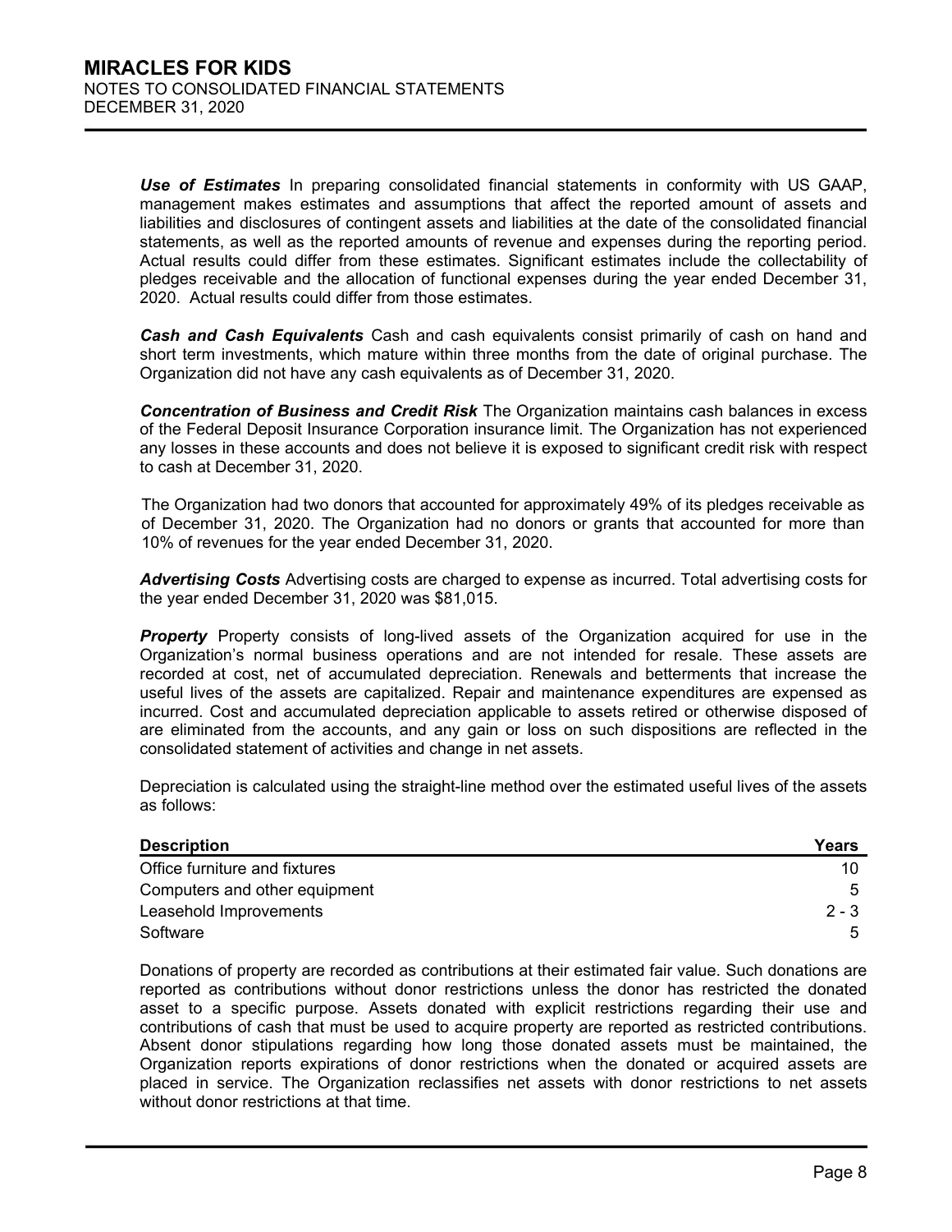***Use of Estimates*** In preparing consolidated financial statements in conformity with US GAAP, management makes estimates and assumptions that affect the reported amount of assets and liabilities and disclosures of contingent assets and liabilities at the date of the consolidated financial statements, as well as the reported amounts of revenue and expenses during the reporting period. Actual results could differ from these estimates. Significant estimates include the collectability of pledges receivable and the allocation of functional expenses during the year ended December 31, 2020. Actual results could differ from those estimates.

***Cash and Cash Equivalents*** Cash and cash equivalents consist primarily of cash on hand and short term investments, which mature within three months from the date of original purchase. The Organization did not have any cash equivalents as of December 31, 2020.

***Concentration of Business and Credit Risk*** The Organization maintains cash balances in excess of the Federal Deposit Insurance Corporation insurance limit. The Organization has not experienced any losses in these accounts and does not believe it is exposed to significant credit risk with respect to cash at December 31, 2020.

The Organization had two donors that accounted for approximately 49% of its pledges receivable as of December 31, 2020. The Organization had no donors or grants that accounted for more than 10% of revenues for the year ended December 31, 2020.

***Advertising Costs*** Advertising costs are charged to expense as incurred. Total advertising costs for the year ended December 31, 2020 was $81,015.

***Property*** Property consists of long-lived assets of the Organization acquired for use in the Organization's normal business operations and are not intended for resale. These assets are recorded at cost, net of accumulated depreciation. Renewals and betterments that increase the useful lives of the assets are capitalized. Repair and maintenance expenditures are expensed as incurred. Cost and accumulated depreciation applicable to assets retired or otherwise disposed of are eliminated from the accounts, and any gain or loss on such dispositions are reflected in the consolidated statement of activities and change in net assets.

Depreciation is calculated using the straight-line method over the estimated useful lives of the assets as follows:

| Description | Years |
|---|---|
| Office furniture and fixtures | 10 |
| Computers and other equipment | 5 |
| Leasehold Improvements | 2 - 3 |
| Software | 5 |

Donations of property are recorded as contributions at their estimated fair value. Such donations are reported as contributions without donor restrictions unless the donor has restricted the donated asset to a specific purpose. Assets donated with explicit restrictions regarding their use and contributions of cash that must be used to acquire property are reported as restricted contributions. Absent donor stipulations regarding how long those donated assets must be maintained, the Organization reports expirations of donor restrictions when the donated or acquired assets are placed in service. The Organization reclassifies net assets with donor restrictions to net assets without donor restrictions at that time.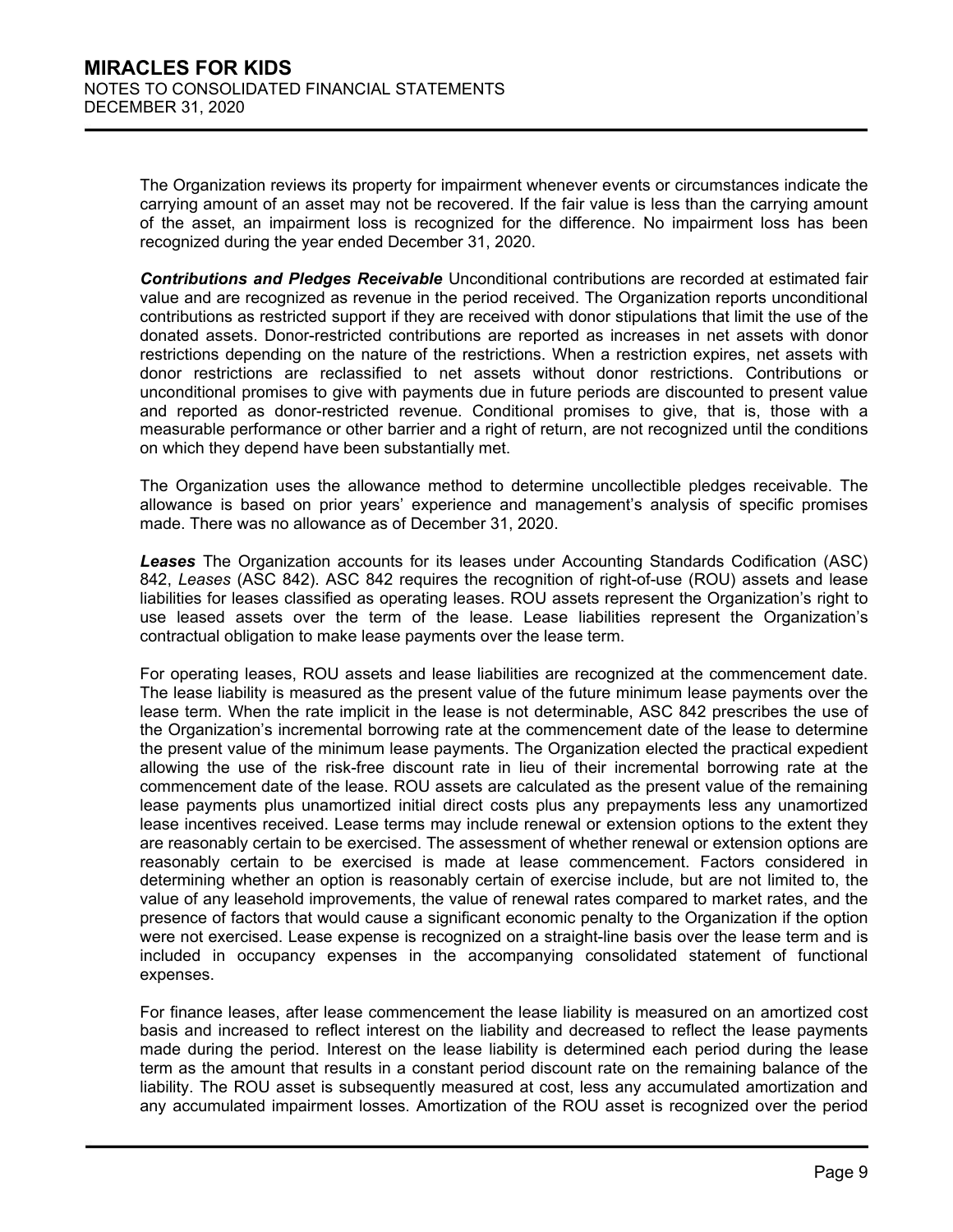The Organization reviews its property for impairment whenever events or circumstances indicate the carrying amount of an asset may not be recovered. If the fair value is less than the carrying amount of the asset, an impairment loss is recognized for the difference. No impairment loss has been recognized during the year ended December 31, 2020.

***Contributions and Pledges Receivable*** Unconditional contributions are recorded at estimated fair value and are recognized as revenue in the period received. The Organization reports unconditional contributions as restricted support if they are received with donor stipulations that limit the use of the donated assets. Donor-restricted contributions are reported as increases in net assets with donor restrictions depending on the nature of the restrictions. When a restriction expires, net assets with donor restrictions are reclassified to net assets without donor restrictions. Contributions or unconditional promises to give with payments due in future periods are discounted to present value and reported as donor-restricted revenue. Conditional promises to give, that is, those with a measurable performance or other barrier and a right of return, are not recognized until the conditions on which they depend have been substantially met.

The Organization uses the allowance method to determine uncollectible pledges receivable. The allowance is based on prior years' experience and management's analysis of specific promises made. There was no allowance as of December 31, 2020.

***Leases*** The Organization accounts for its leases under Accounting Standards Codification (ASC) 842, *Leases* (ASC 842). ASC 842 requires the recognition of right-of-use (ROU) assets and lease liabilities for leases classified as operating leases. ROU assets represent the Organization's right to use leased assets over the term of the lease. Lease liabilities represent the Organization's contractual obligation to make lease payments over the lease term.

For operating leases, ROU assets and lease liabilities are recognized at the commencement date. The lease liability is measured as the present value of the future minimum lease payments over the lease term. When the rate implicit in the lease is not determinable, ASC 842 prescribes the use of the Organization's incremental borrowing rate at the commencement date of the lease to determine the present value of the minimum lease payments. The Organization elected the practical expedient allowing the use of the risk-free discount rate in lieu of their incremental borrowing rate at the commencement date of the lease. ROU assets are calculated as the present value of the remaining lease payments plus unamortized initial direct costs plus any prepayments less any unamortized lease incentives received. Lease terms may include renewal or extension options to the extent they are reasonably certain to be exercised. The assessment of whether renewal or extension options are reasonably certain to be exercised is made at lease commencement. Factors considered in determining whether an option is reasonably certain of exercise include, but are not limited to, the value of any leasehold improvements, the value of renewal rates compared to market rates, and the presence of factors that would cause a significant economic penalty to the Organization if the option were not exercised. Lease expense is recognized on a straight-line basis over the lease term and is included in occupancy expenses in the accompanying consolidated statement of functional expenses.

For finance leases, after lease commencement the lease liability is measured on an amortized cost basis and increased to reflect interest on the liability and decreased to reflect the lease payments made during the period. Interest on the lease liability is determined each period during the lease term as the amount that results in a constant period discount rate on the remaining balance of the liability. The ROU asset is subsequently measured at cost, less any accumulated amortization and any accumulated impairment losses. Amortization of the ROU asset is recognized over the period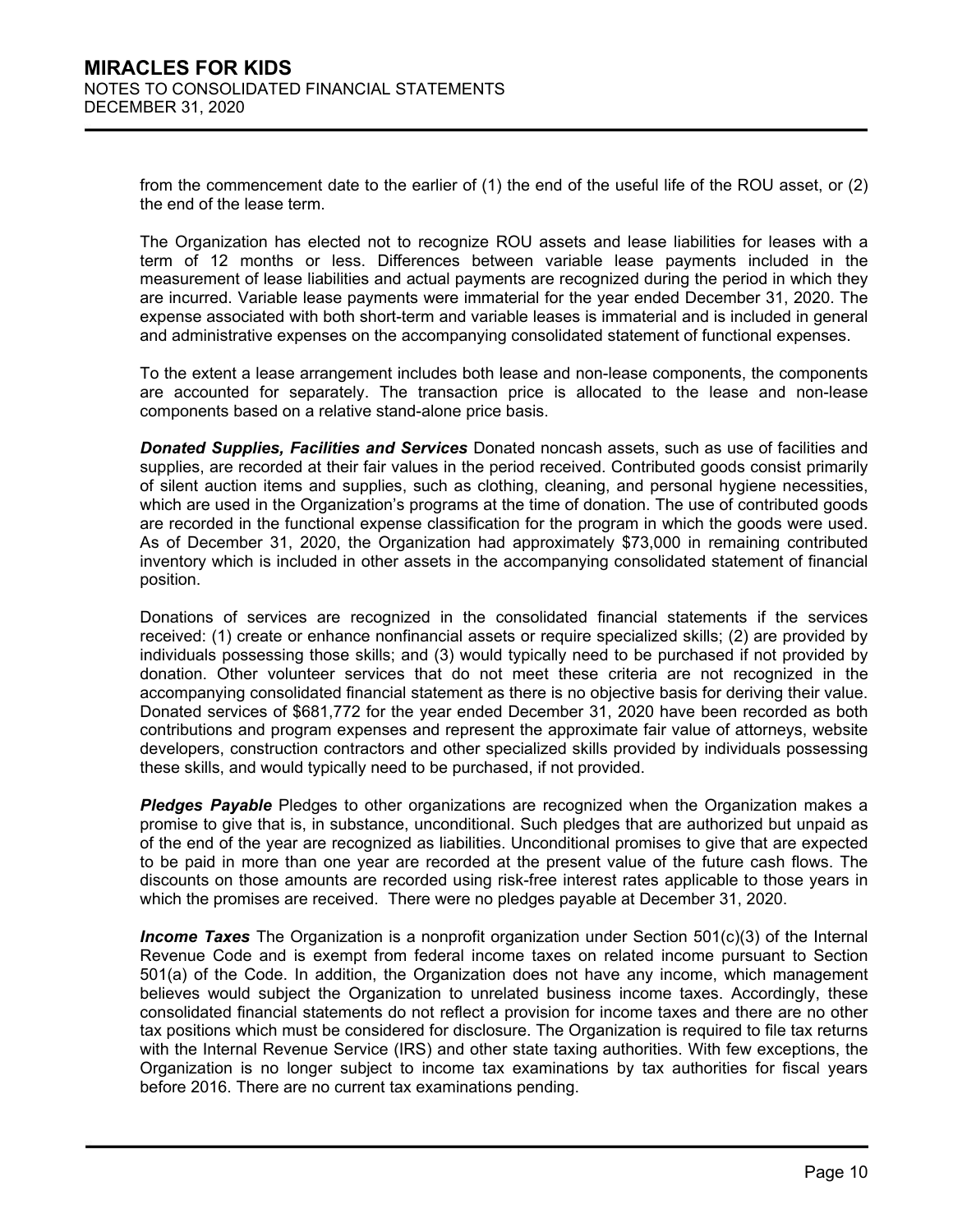from the commencement date to the earlier of (1) the end of the useful life of the ROU asset, or (2) the end of the lease term.

The Organization has elected not to recognize ROU assets and lease liabilities for leases with a term of 12 months or less. Differences between variable lease payments included in the measurement of lease liabilities and actual payments are recognized during the period in which they are incurred. Variable lease payments were immaterial for the year ended December 31, 2020. The expense associated with both short-term and variable leases is immaterial and is included in general and administrative expenses on the accompanying consolidated statement of functional expenses.

To the extent a lease arrangement includes both lease and non-lease components, the components are accounted for separately. The transaction price is allocated to the lease and non-lease components based on a relative stand-alone price basis.

***Donated Supplies, Facilities and Services*** Donated noncash assets, such as use of facilities and supplies, are recorded at their fair values in the period received. Contributed goods consist primarily of silent auction items and supplies, such as clothing, cleaning, and personal hygiene necessities, which are used in the Organization's programs at the time of donation. The use of contributed goods are recorded in the functional expense classification for the program in which the goods were used. As of December 31, 2020, the Organization had approximately $73,000 in remaining contributed inventory which is included in other assets in the accompanying consolidated statement of financial position.

Donations of services are recognized in the consolidated financial statements if the services received: (1) create or enhance nonfinancial assets or require specialized skills; (2) are provided by individuals possessing those skills; and (3) would typically need to be purchased if not provided by donation. Other volunteer services that do not meet these criteria are not recognized in the accompanying consolidated financial statement as there is no objective basis for deriving their value. Donated services of $681,772 for the year ended December 31, 2020 have been recorded as both contributions and program expenses and represent the approximate fair value of attorneys, website developers, construction contractors and other specialized skills provided by individuals possessing these skills, and would typically need to be purchased, if not provided.

***Pledges Payable*** Pledges to other organizations are recognized when the Organization makes a promise to give that is, in substance, unconditional. Such pledges that are authorized but unpaid as of the end of the year are recognized as liabilities. Unconditional promises to give that are expected to be paid in more than one year are recorded at the present value of the future cash flows. The discounts on those amounts are recorded using risk-free interest rates applicable to those years in which the promises are received. There were no pledges payable at December 31, 2020.

***Income Taxes*** The Organization is a nonprofit organization under Section 501(c)(3) of the Internal Revenue Code and is exempt from federal income taxes on related income pursuant to Section 501(a) of the Code. In addition, the Organization does not have any income, which management believes would subject the Organization to unrelated business income taxes. Accordingly, these consolidated financial statements do not reflect a provision for income taxes and there are no other tax positions which must be considered for disclosure. The Organization is required to file tax returns with the Internal Revenue Service (IRS) and other state taxing authorities. With few exceptions, the Organization is no longer subject to income tax examinations by tax authorities for fiscal years before 2016. There are no current tax examinations pending.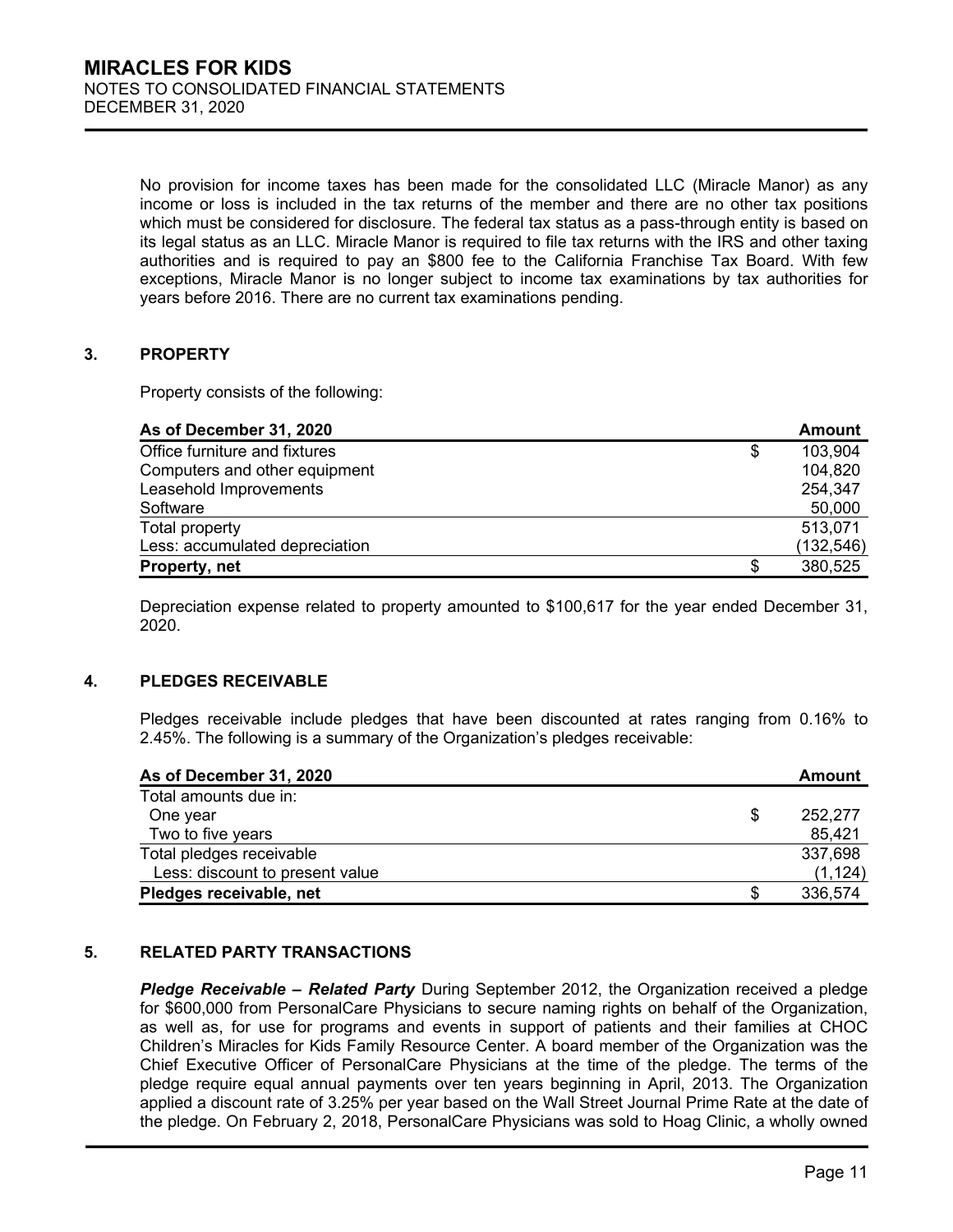No provision for income taxes has been made for the consolidated LLC (Miracle Manor) as any income or loss is included in the tax returns of the member and there are no other tax positions which must be considered for disclosure. The federal tax status as a pass-through entity is based on its legal status as an LLC. Miracle Manor is required to file tax returns with the IRS and other taxing authorities and is required to pay an $800 fee to the California Franchise Tax Board. With few exceptions, Miracle Manor is no longer subject to income tax examinations by tax authorities for years before 2016. There are no current tax examinations pending.

## 3. PROPERTY

Property consists of the following:

| As of December 31, 2020 | Amount |
|---|---|
| Office furniture and fixtures | $ 103,904 |
| Computers and other equipment | 104,820 |
| Leasehold Improvements | 254,347 |
| Software | 50,000 |
| Total property | 513,071 |
| Less: accumulated depreciation | (132,546) |
| **Property, net** | $ 380,525 |

Depreciation expense related to property amounted to $100,617 for the year ended December 31, 2020.

## 4. PLEDGES RECEIVABLE

Pledges receivable include pledges that have been discounted at rates ranging from 0.16% to 2.45%. The following is a summary of the Organization's pledges receivable:

| As of December 31, 2020 | Amount |
|---|---|
| Total amounts due in: | |
| One year | $ 252,277 |
| Two to five years | 85,421 |
| Total pledges receivable | 337,698 |
| Less: discount to present value | (1,124) |
| **Pledges receivable, net** | $ 336,574 |

## 5. RELATED PARTY TRANSACTIONS

***Pledge Receivable – Related Party*** During September 2012, the Organization received a pledge for $600,000 from PersonalCare Physicians to secure naming rights on behalf of the Organization, as well as, for use for programs and events in support of patients and their families at CHOC Children's Miracles for Kids Family Resource Center. A board member of the Organization was the Chief Executive Officer of PersonalCare Physicians at the time of the pledge. The terms of the pledge require equal annual payments over ten years beginning in April, 2013. The Organization applied a discount rate of 3.25% per year based on the Wall Street Journal Prime Rate at the date of the pledge. On February 2, 2018, PersonalCare Physicians was sold to Hoag Clinic, a wholly owned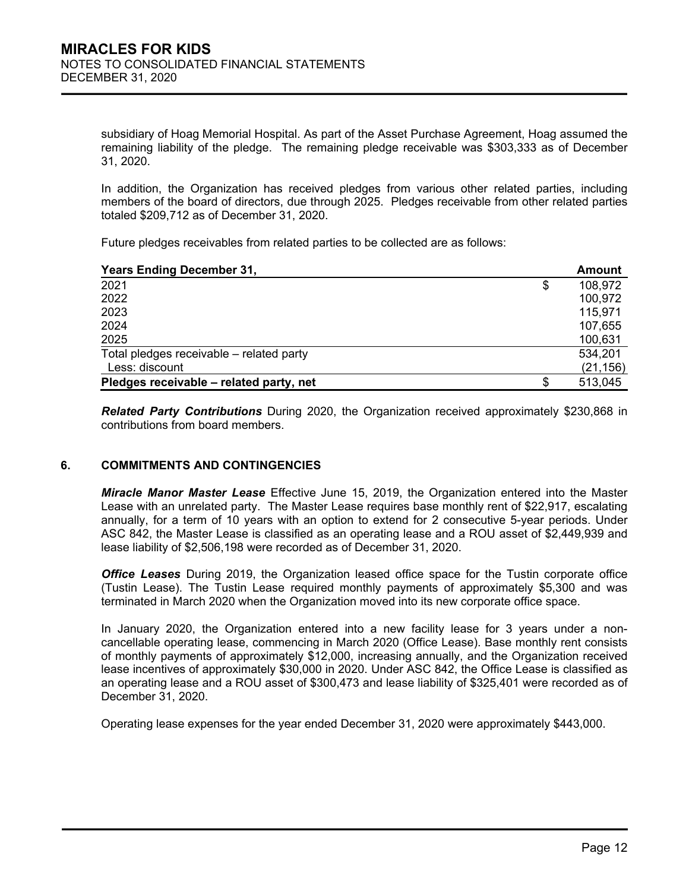subsidiary of Hoag Memorial Hospital. As part of the Asset Purchase Agreement, Hoag assumed the remaining liability of the pledge. The remaining pledge receivable was $303,333 as of December 31, 2020.

In addition, the Organization has received pledges from various other related parties, including members of the board of directors, due through 2025. Pledges receivable from other related parties totaled $209,712 as of December 31, 2020.

Future pledges receivables from related parties to be collected are as follows:

| Years Ending December 31, | Amount |
|---|---|
| 2021 | $ 108,972 |
| 2022 | 100,972 |
| 2023 | 115,971 |
| 2024 | 107,655 |
| 2025 | 100,631 |
| Total pledges receivable – related party | 534,201 |
| Less: discount | (21,156) |
| **Pledges receivable – related party, net** | $ 513,045 |

***Related Party Contributions*** During 2020, the Organization received approximately $230,868 in contributions from board members.

## 6. COMMITMENTS AND CONTINGENCIES

***Miracle Manor Master Lease*** Effective June 15, 2019, the Organization entered into the Master Lease with an unrelated party. The Master Lease requires base monthly rent of $22,917, escalating annually, for a term of 10 years with an option to extend for 2 consecutive 5-year periods. Under ASC 842, the Master Lease is classified as an operating lease and a ROU asset of $2,449,939 and lease liability of $2,506,198 were recorded as of December 31, 2020.

***Office Leases*** During 2019, the Organization leased office space for the Tustin corporate office (Tustin Lease). The Tustin Lease required monthly payments of approximately $5,300 and was terminated in March 2020 when the Organization moved into its new corporate office space.

In January 2020, the Organization entered into a new facility lease for 3 years under a non-cancellable operating lease, commencing in March 2020 (Office Lease). Base monthly rent consists of monthly payments of approximately $12,000, increasing annually, and the Organization received lease incentives of approximately $30,000 in 2020. Under ASC 842, the Office Lease is classified as an operating lease and a ROU asset of $300,473 and lease liability of $325,401 were recorded as of December 31, 2020.

Operating lease expenses for the year ended December 31, 2020 were approximately $443,000.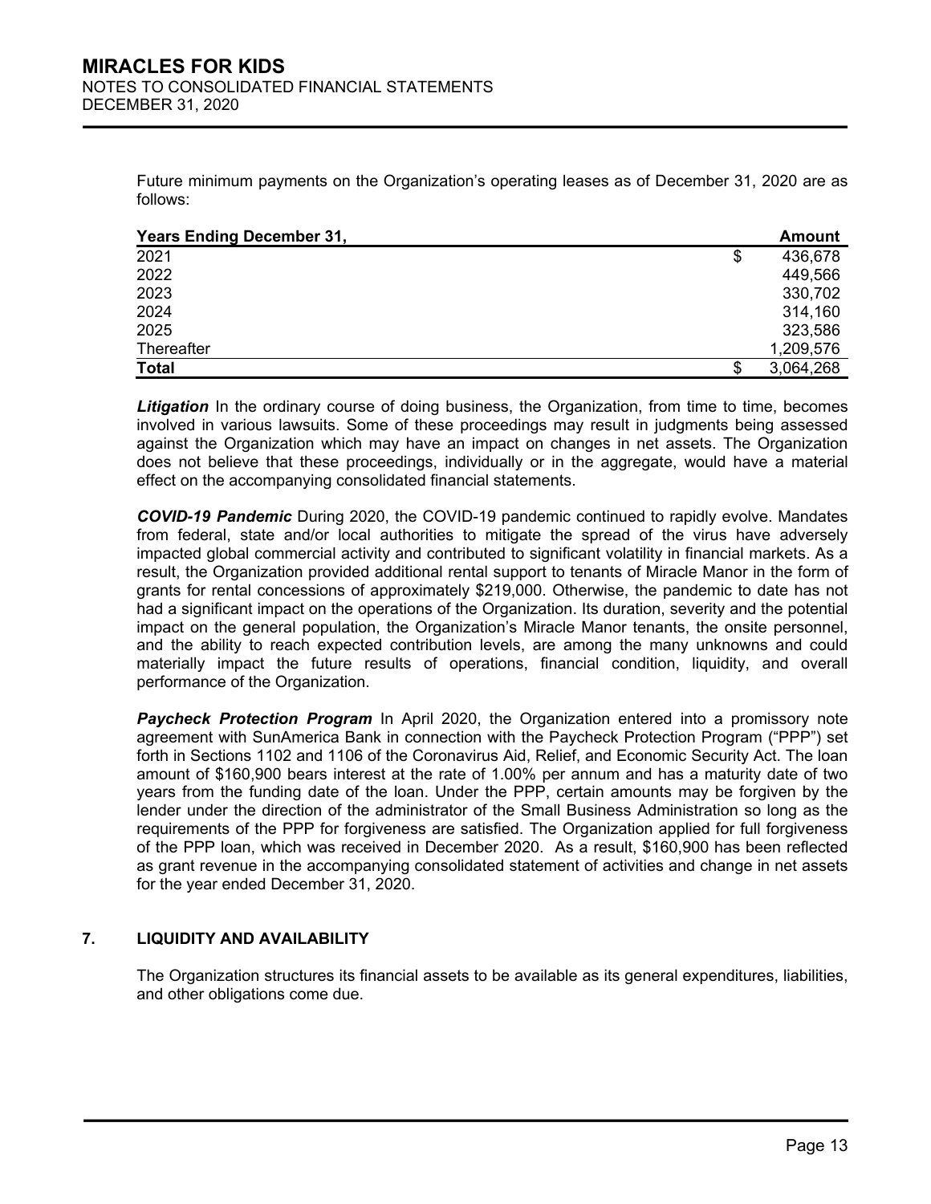Future minimum payments on the Organization's operating leases as of December 31, 2020 are as follows:

| Years Ending December 31, | Amount |
|---|---|
| 2021 | $ 436,678 |
| 2022 | 449,566 |
| 2023 | 330,702 |
| 2024 | 314,160 |
| 2025 | 323,586 |
| Thereafter | 1,209,576 |
| **Total** | $ 3,064,268 |

***Litigation*** In the ordinary course of doing business, the Organization, from time to time, becomes involved in various lawsuits. Some of these proceedings may result in judgments being assessed against the Organization which may have an impact on changes in net assets. The Organization does not believe that these proceedings, individually or in the aggregate, would have a material effect on the accompanying consolidated financial statements.

***COVID-19 Pandemic*** During 2020, the COVID-19 pandemic continued to rapidly evolve. Mandates from federal, state and/or local authorities to mitigate the spread of the virus have adversely impacted global commercial activity and contributed to significant volatility in financial markets. As a result, the Organization provided additional rental support to tenants of Miracle Manor in the form of grants for rental concessions of approximately $219,000. Otherwise, the pandemic to date has not had a significant impact on the operations of the Organization. Its duration, severity and the potential impact on the general population, the Organization's Miracle Manor tenants, the onsite personnel, and the ability to reach expected contribution levels, are among the many unknowns and could materially impact the future results of operations, financial condition, liquidity, and overall performance of the Organization.

***Paycheck Protection Program*** In April 2020, the Organization entered into a promissory note agreement with SunAmerica Bank in connection with the Paycheck Protection Program ("PPP") set forth in Sections 1102 and 1106 of the Coronavirus Aid, Relief, and Economic Security Act. The loan amount of $160,900 bears interest at the rate of 1.00% per annum and has a maturity date of two years from the funding date of the loan. Under the PPP, certain amounts may be forgiven by the lender under the direction of the administrator of the Small Business Administration so long as the requirements of the PPP for forgiveness are satisfied. The Organization applied for full forgiveness of the PPP loan, which was received in December 2020. As a result, $160,900 has been reflected as grant revenue in the accompanying consolidated statement of activities and change in net assets for the year ended December 31, 2020.

## 7. LIQUIDITY AND AVAILABILITY

The Organization structures its financial assets to be available as its general expenditures, liabilities, and other obligations come due.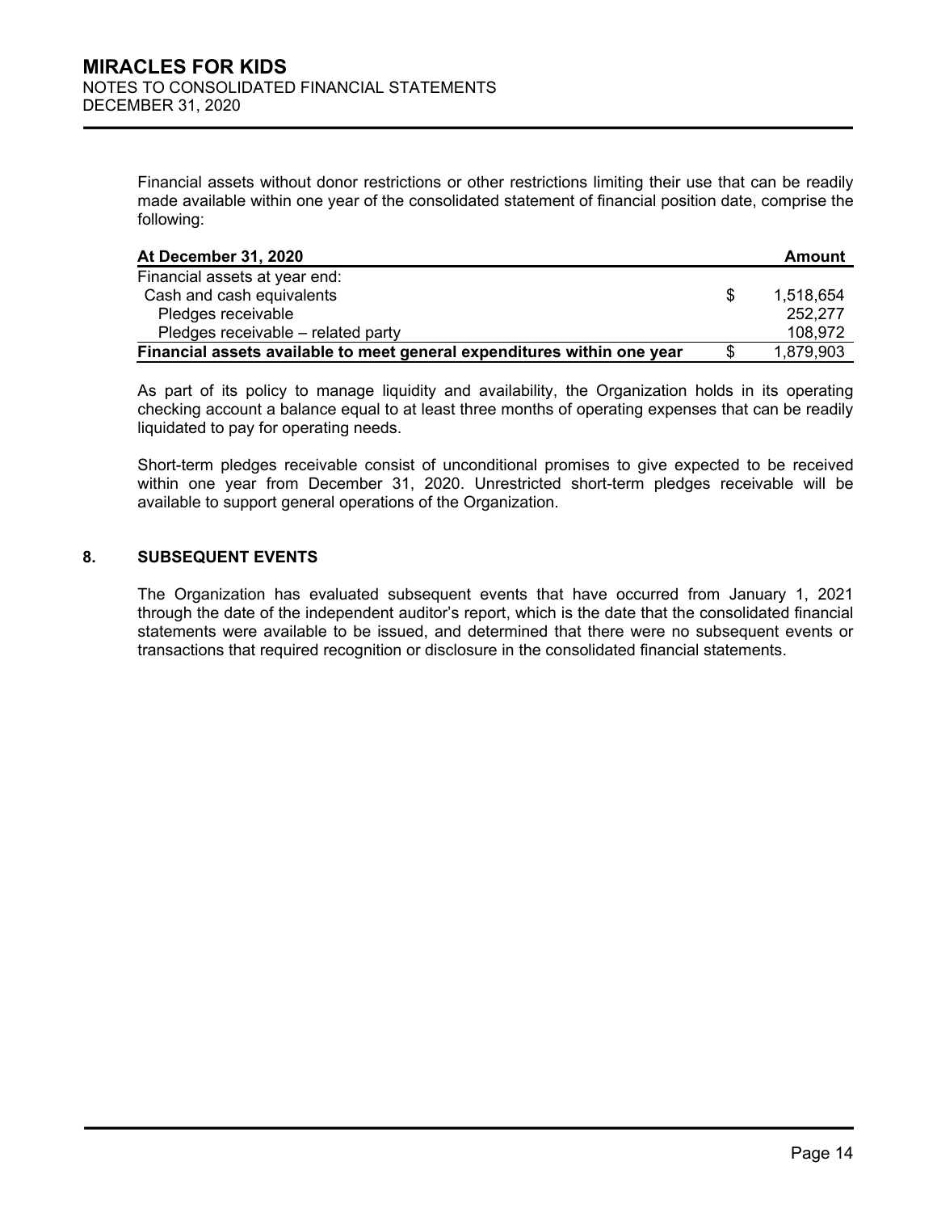Financial assets without donor restrictions or other restrictions limiting their use that can be readily made available within one year of the consolidated statement of financial position date, comprise the following:

| **At December 31, 2020** | | **Amount** |
|---|---|---|
| Financial assets at year end: | | |
| Cash and cash equivalents | $ | 1,518,654 |
| Pledges receivable | | 252,277 |
| Pledges receivable – related party | | 108,972 |
| **Financial assets available to meet general expenditures within one year** | $ | 1,879,903 |

As part of its policy to manage liquidity and availability, the Organization holds in its operating checking account a balance equal to at least three months of operating expenses that can be readily liquidated to pay for operating needs.

Short-term pledges receivable consist of unconditional promises to give expected to be received within one year from December 31, 2020. Unrestricted short-term pledges receivable will be available to support general operations of the Organization.

## 8. SUBSEQUENT EVENTS

The Organization has evaluated subsequent events that have occurred from January 1, 2021 through the date of the independent auditor's report, which is the date that the consolidated financial statements were available to be issued, and determined that there were no subsequent events or transactions that required recognition or disclosure in the consolidated financial statements.